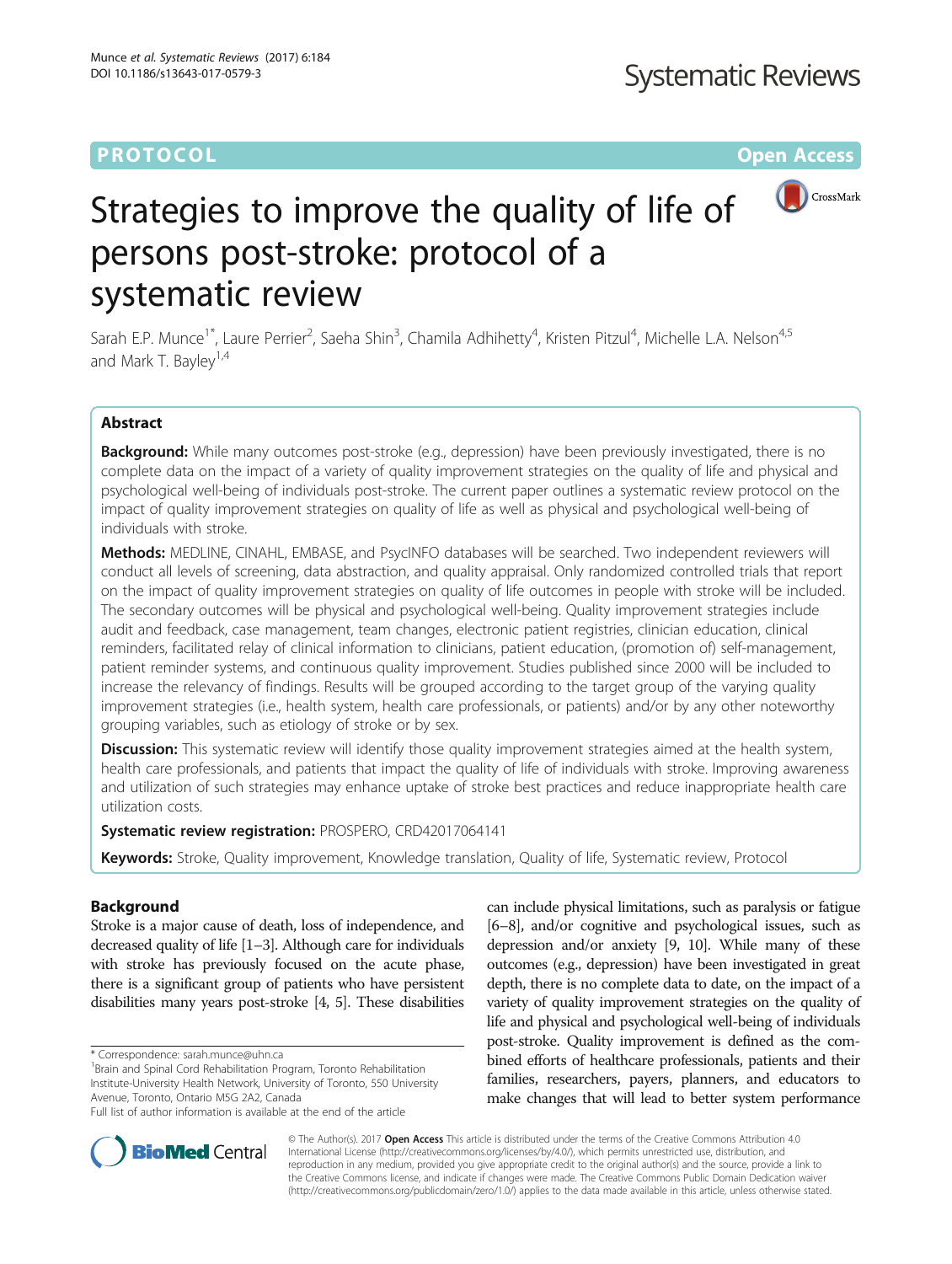PROTOCOL

Open Access

# Strategies to improve the quality of life of persons post-stroke: protocol of a systematic review

Sarah E.P. Munce[1*], Laure Perrier[2], Saeha Shin[3], Chamila Adhihetty[4], Kristen Pitzul[4], Michelle L.A. Nelson[4,5] and Mark T. Bayley[1,4]

## Abstract

**Background:** While many outcomes post-stroke (e.g., depression) have been previously investigated, there is no complete data on the impact of a variety of quality improvement strategies on the quality of life and physical and psychological well-being of individuals post-stroke. The current paper outlines a systematic review protocol on the impact of quality improvement strategies on quality of life as well as physical and psychological well-being of individuals with stroke.

**Methods:** MEDLINE, CINAHL, EMBASE, and PsycINFO databases will be searched. Two independent reviewers will conduct all levels of screening, data abstraction, and quality appraisal. Only randomized controlled trials that report on the impact of quality improvement strategies on quality of life outcomes in people with stroke will be included. The secondary outcomes will be physical and psychological well-being. Quality improvement strategies include audit and feedback, case management, team changes, electronic patient registries, clinician education, clinical reminders, facilitated relay of clinical information to clinicians, patient education, (promotion of) self-management, patient reminder systems, and continuous quality improvement. Studies published since 2000 will be included to increase the relevancy of findings. Results will be grouped according to the target group of the varying quality improvement strategies (i.e., health system, health care professionals, or patients) and/or by any other noteworthy grouping variables, such as etiology of stroke or by sex.

**Discussion:** This systematic review will identify those quality improvement strategies aimed at the health system, health care professionals, and patients that impact the quality of life of individuals with stroke. Improving awareness and utilization of such strategies may enhance uptake of stroke best practices and reduce inappropriate health care utilization costs.

**Systematic review registration:** PROSPERO, CRD42017064141

**Keywords:** Stroke, Quality improvement, Knowledge translation, Quality of life, Systematic review, Protocol

## Background

Stroke is a major cause of death, loss of independence, and decreased quality of life [1–3]. Although care for individuals with stroke has previously focused on the acute phase, there is a significant group of patients who have persistent disabilities many years post-stroke [4, 5]. These disabilities can include physical limitations, such as paralysis or fatigue [6–8], and/or cognitive and psychological issues, such as depression and/or anxiety [9, 10]. While many of these outcomes (e.g., depression) have been investigated in great depth, there is no complete data to date, on the impact of a variety of quality improvement strategies on the quality of life and physical and psychological well-being of individuals post-stroke. Quality improvement is defined as the combined efforts of healthcare professionals, patients and their families, researchers, payers, planners, and educators to make changes that will lead to better system performance

* Correspondence: sarah.munce@uhn.ca
[1]Brain and Spinal Cord Rehabilitation Program, Toronto Rehabilitation Institute-University Health Network, University of Toronto, 550 University Avenue, Toronto, Ontario M5G 2A2, Canada
Full list of author information is available at the end of the article

© The Author(s). 2017 **Open Access** This article is distributed under the terms of the Creative Commons Attribution 4.0 International License (http://creativecommons.org/licenses/by/4.0/), which permits unrestricted use, distribution, and reproduction in any medium, provided you give appropriate credit to the original author(s) and the source, provide a link to the Creative Commons license, and indicate if changes were made. The Creative Commons Public Domain Dedication waiver (http://creativecommons.org/publicdomain/zero/1.0/) applies to the data made available in this article, unless otherwise stated.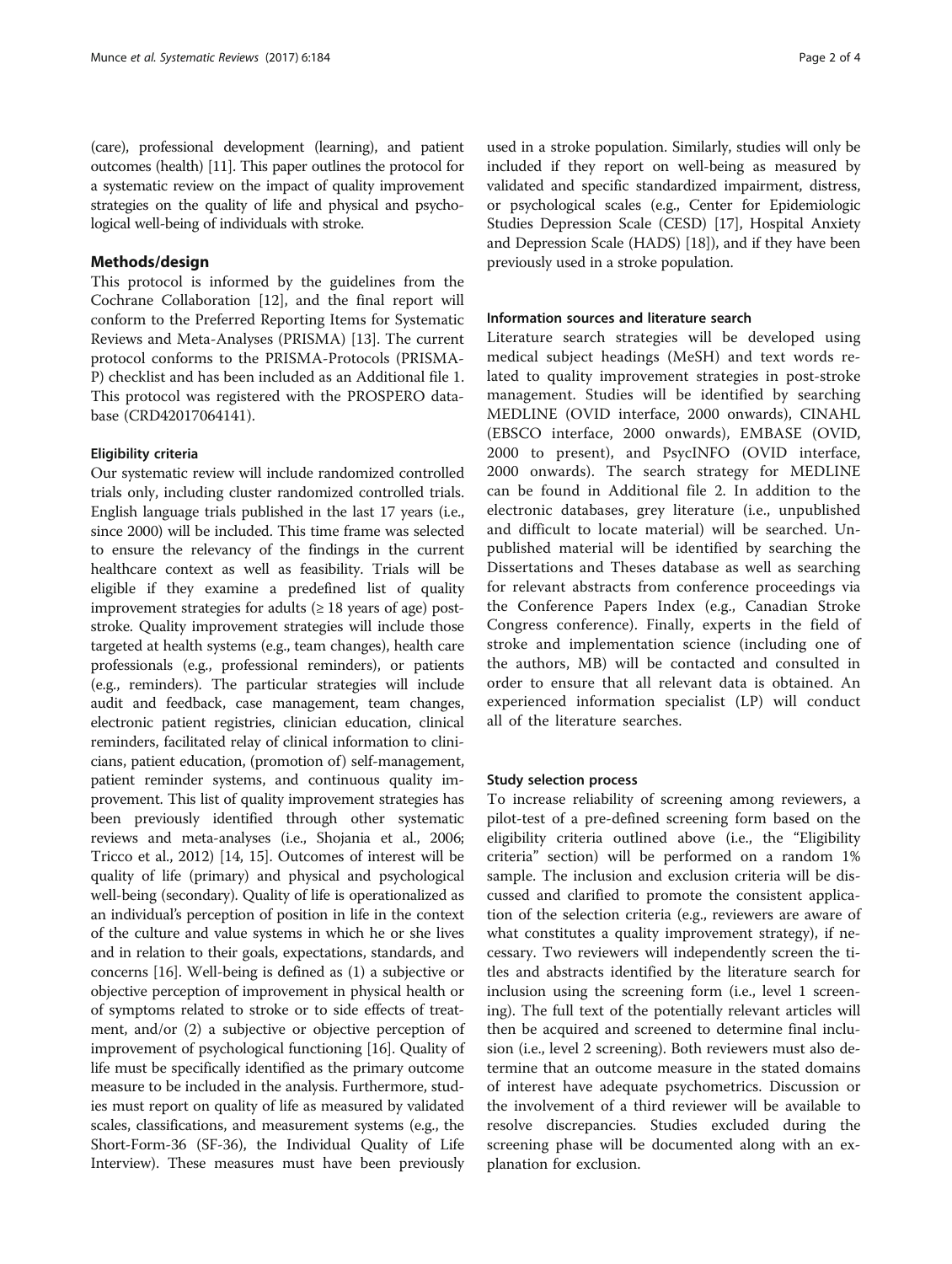(care), professional development (learning), and patient outcomes (health) [11]. This paper outlines the protocol for a systematic review on the impact of quality improvement strategies on the quality of life and physical and psychological well-being of individuals with stroke.

## Methods/design

This protocol is informed by the guidelines from the Cochrane Collaboration [12], and the final report will conform to the Preferred Reporting Items for Systematic Reviews and Meta-Analyses (PRISMA) [13]. The current protocol conforms to the PRISMA-Protocols (PRISMA-P) checklist and has been included as an Additional file 1. This protocol was registered with the PROSPERO database (CRD42017064141).

### Eligibility criteria

Our systematic review will include randomized controlled trials only, including cluster randomized controlled trials. English language trials published in the last 17 years (i.e., since 2000) will be included. This time frame was selected to ensure the relevancy of the findings in the current healthcare context as well as feasibility. Trials will be eligible if they examine a predefined list of quality improvement strategies for adults (≥ 18 years of age) post-stroke. Quality improvement strategies will include those targeted at health systems (e.g., team changes), health care professionals (e.g., professional reminders), or patients (e.g., reminders). The particular strategies will include audit and feedback, case management, team changes, electronic patient registries, clinician education, clinical reminders, facilitated relay of clinical information to clinicians, patient education, (promotion of) self-management, patient reminder systems, and continuous quality improvement. This list of quality improvement strategies has been previously identified through other systematic reviews and meta-analyses (i.e., Shojania et al., 2006; Tricco et al., 2012) [14, 15]. Outcomes of interest will be quality of life (primary) and physical and psychological well-being (secondary). Quality of life is operationalized as an individual's perception of position in life in the context of the culture and value systems in which he or she lives and in relation to their goals, expectations, standards, and concerns [16]. Well-being is defined as (1) a subjective or objective perception of improvement in physical health or of symptoms related to stroke or to side effects of treatment, and/or (2) a subjective or objective perception of improvement of psychological functioning [16]. Quality of life must be specifically identified as the primary outcome measure to be included in the analysis. Furthermore, studies must report on quality of life as measured by validated scales, classifications, and measurement systems (e.g., the Short-Form-36 (SF-36), the Individual Quality of Life Interview). These measures must have been previously used in a stroke population. Similarly, studies will only be included if they report on well-being as measured by validated and specific standardized impairment, distress, or psychological scales (e.g., Center for Epidemiologic Studies Depression Scale (CESD) [17], Hospital Anxiety and Depression Scale (HADS) [18]), and if they have been previously used in a stroke population.

### Information sources and literature search

Literature search strategies will be developed using medical subject headings (MeSH) and text words related to quality improvement strategies in post-stroke management. Studies will be identified by searching MEDLINE (OVID interface, 2000 onwards), CINAHL (EBSCO interface, 2000 onwards), EMBASE (OVID, 2000 to present), and PsycINFO (OVID interface, 2000 onwards). The search strategy for MEDLINE can be found in Additional file 2. In addition to the electronic databases, grey literature (i.e., unpublished and difficult to locate material) will be searched. Unpublished material will be identified by searching the Dissertations and Theses database as well as searching for relevant abstracts from conference proceedings via the Conference Papers Index (e.g., Canadian Stroke Congress conference). Finally, experts in the field of stroke and implementation science (including one of the authors, MB) will be contacted and consulted in order to ensure that all relevant data is obtained. An experienced information specialist (LP) will conduct all of the literature searches.

### Study selection process

To increase reliability of screening among reviewers, a pilot-test of a pre-defined screening form based on the eligibility criteria outlined above (i.e., the "Eligibility criteria" section) will be performed on a random 1% sample. The inclusion and exclusion criteria will be discussed and clarified to promote the consistent application of the selection criteria (e.g., reviewers are aware of what constitutes a quality improvement strategy), if necessary. Two reviewers will independently screen the titles and abstracts identified by the literature search for inclusion using the screening form (i.e., level 1 screening). The full text of the potentially relevant articles will then be acquired and screened to determine final inclusion (i.e., level 2 screening). Both reviewers must also determine that an outcome measure in the stated domains of interest have adequate psychometrics. Discussion or the involvement of a third reviewer will be available to resolve discrepancies. Studies excluded during the screening phase will be documented along with an explanation for exclusion.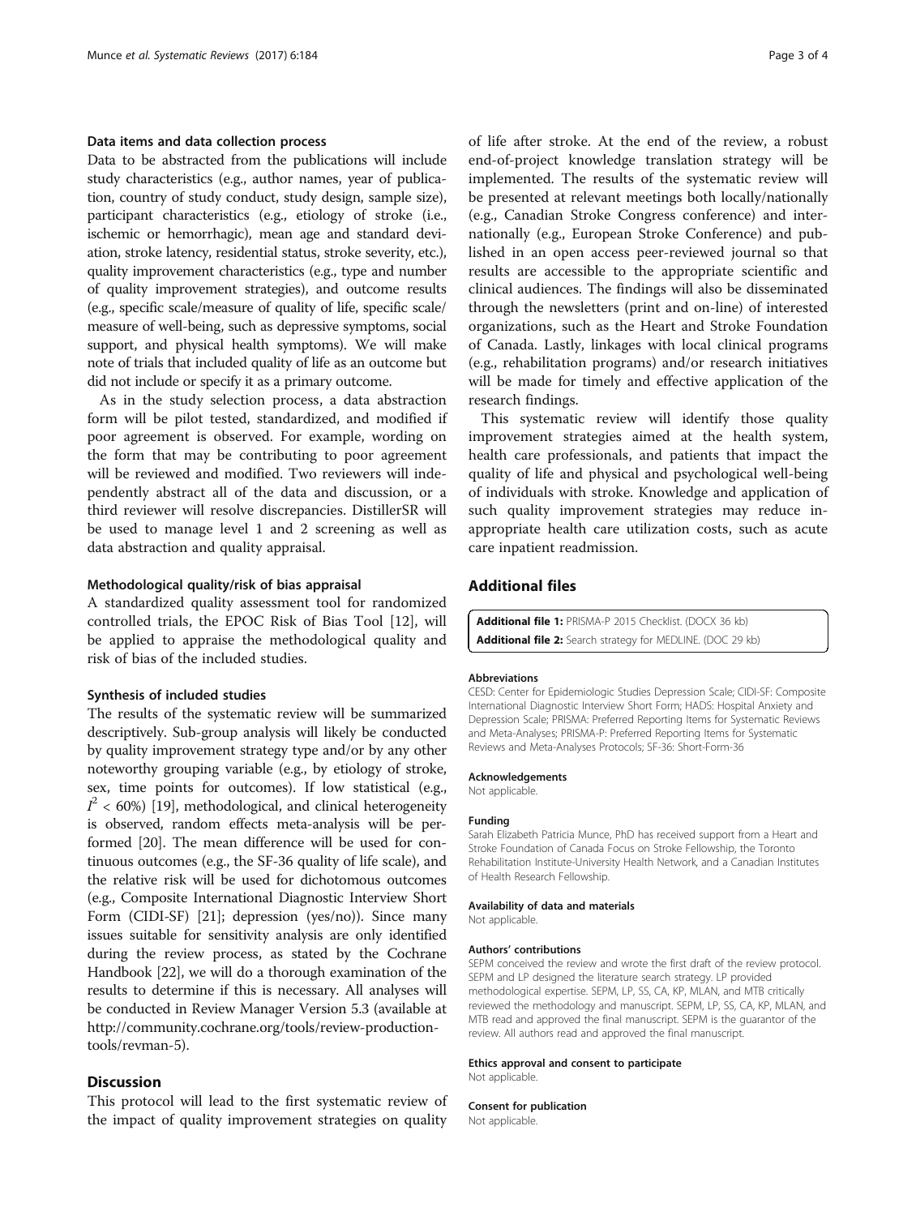### Data items and data collection process

Data to be abstracted from the publications will include study characteristics (e.g., author names, year of publication, country of study conduct, study design, sample size), participant characteristics (e.g., etiology of stroke (i.e., ischemic or hemorrhagic), mean age and standard deviation, stroke latency, residential status, stroke severity, etc.), quality improvement characteristics (e.g., type and number of quality improvement strategies), and outcome results (e.g., specific scale/measure of quality of life, specific scale/measure of well-being, such as depressive symptoms, social support, and physical health symptoms). We will make note of trials that included quality of life as an outcome but did not include or specify it as a primary outcome.

As in the study selection process, a data abstraction form will be pilot tested, standardized, and modified if poor agreement is observed. For example, wording on the form that may be contributing to poor agreement will be reviewed and modified. Two reviewers will independently abstract all of the data and discussion, or a third reviewer will resolve discrepancies. DistillerSR will be used to manage level 1 and 2 screening as well as data abstraction and quality appraisal.

### Methodological quality/risk of bias appraisal

A standardized quality assessment tool for randomized controlled trials, the EPOC Risk of Bias Tool [12], will be applied to appraise the methodological quality and risk of bias of the included studies.

### Synthesis of included studies

The results of the systematic review will be summarized descriptively. Sub-group analysis will likely be conducted by quality improvement strategy type and/or by any other noteworthy grouping variable (e.g., by etiology of stroke, sex, time points for outcomes). If low statistical (e.g., $I^2 < 60\%$) [19], methodological, and clinical heterogeneity is observed, random effects meta-analysis will be performed [20]. The mean difference will be used for continuous outcomes (e.g., the SF-36 quality of life scale), and the relative risk will be used for dichotomous outcomes (e.g., Composite International Diagnostic Interview Short Form (CIDI-SF) [21]; depression (yes/no)). Since many issues suitable for sensitivity analysis are only identified during the review process, as stated by the Cochrane Handbook [22], we will do a thorough examination of the results to determine if this is necessary. All analyses will be conducted in Review Manager Version 5.3 (available at http://community.cochrane.org/tools/review-production-tools/revman-5).

## Discussion

This protocol will lead to the first systematic review of the impact of quality improvement strategies on quality of life after stroke. At the end of the review, a robust end-of-project knowledge translation strategy will be implemented. The results of the systematic review will be presented at relevant meetings both locally/nationally (e.g., Canadian Stroke Congress conference) and internationally (e.g., European Stroke Conference) and published in an open access peer-reviewed journal so that results are accessible to the appropriate scientific and clinical audiences. The findings will also be disseminated through the newsletters (print and on-line) of interested organizations, such as the Heart and Stroke Foundation of Canada. Lastly, linkages with local clinical programs (e.g., rehabilitation programs) and/or research initiatives will be made for timely and effective application of the research findings.

This systematic review will identify those quality improvement strategies aimed at the health system, health care professionals, and patients that impact the quality of life and physical and psychological well-being of individuals with stroke. Knowledge and application of such quality improvement strategies may reduce inappropriate health care utilization costs, such as acute care inpatient readmission.

## Additional files

**Additional file 1:** PRISMA-P 2015 Checklist. (DOCX 36 kb)
**Additional file 2:** Search strategy for MEDLINE. (DOC 29 kb)

#### Abbreviations

CESD: Center for Epidemiologic Studies Depression Scale; CIDI-SF: Composite International Diagnostic Interview Short Form; HADS: Hospital Anxiety and Depression Scale; PRISMA: Preferred Reporting Items for Systematic Reviews and Meta-Analyses; PRISMA-P: Preferred Reporting Items for Systematic Reviews and Meta-Analyses Protocols; SF-36: Short-Form-36

#### Acknowledgements

Not applicable.

#### Funding

Sarah Elizabeth Patricia Munce, PhD has received support from a Heart and Stroke Foundation of Canada Focus on Stroke Fellowship, the Toronto Rehabilitation Institute-University Health Network, and a Canadian Institutes of Health Research Fellowship.

#### Availability of data and materials

Not applicable.

#### Authors' contributions

SEPM conceived the review and wrote the first draft of the review protocol. SEPM and LP designed the literature search strategy. LP provided methodological expertise. SEPM, LP, SS, CA, KP, MLAN, and MTB critically reviewed the methodology and manuscript. SEPM, LP, SS, CA, KP, MLAN, and MTB read and approved the final manuscript. SEPM is the guarantor of the review. All authors read and approved the final manuscript.

#### Ethics approval and consent to participate

Not applicable.

#### Consent for publication

Not applicable.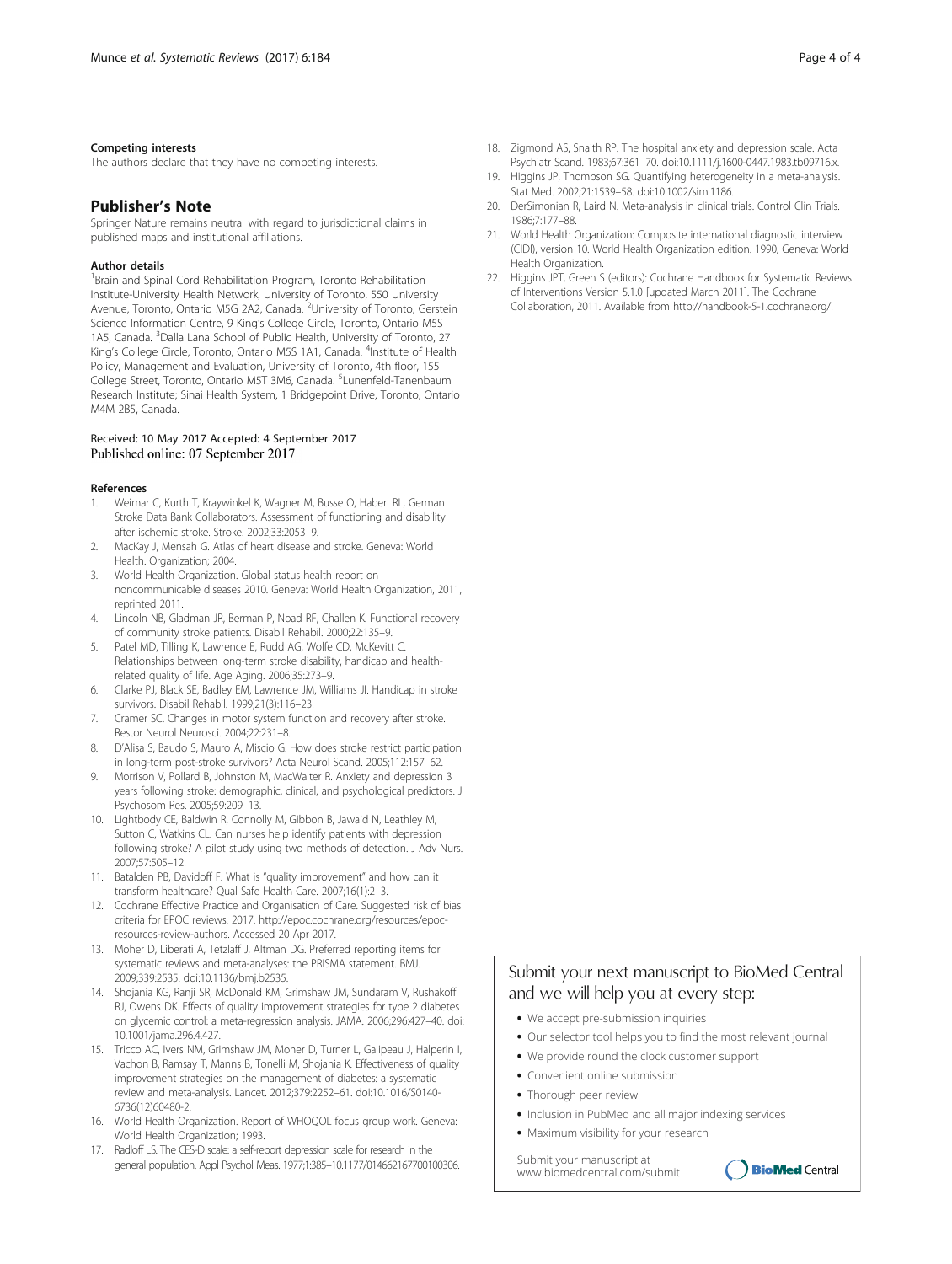### Competing interests

The authors declare that they have no competing interests.

## Publisher's Note

Springer Nature remains neutral with regard to jurisdictional claims in published maps and institutional affiliations.

### Author details

[1]Brain and Spinal Cord Rehabilitation Program, Toronto Rehabilitation Institute-University Health Network, University of Toronto, 550 University Avenue, Toronto, Ontario M5G 2A2, Canada. [2]University of Toronto, Gerstein Science Information Centre, 9 King's College Circle, Toronto, Ontario M5S 1A5, Canada. [3]Dalla Lana School of Public Health, University of Toronto, 27 King's College Circle, Toronto, Ontario M5S 1A1, Canada. [4]Institute of Health Policy, Management and Evaluation, University of Toronto, 4th floor, 155 College Street, Toronto, Ontario M5T 3M6, Canada. [5]Lunenfeld-Tanenbaum Research Institute; Sinai Health System, 1 Bridgepoint Drive, Toronto, Ontario M4M 2B5, Canada.

Received: 10 May 2017 Accepted: 4 September 2017
Published online: 07 September 2017

### References

1. Weimar C, Kurth T, Kraywinkel K, Wagner M, Busse O, Haberl RL, German Stroke Data Bank Collaborators. Assessment of functioning and disability after ischemic stroke. Stroke. 2002;33:2053–9.
2. MacKay J, Mensah G. Atlas of heart disease and stroke. Geneva: World Health. Organization; 2004.
3. World Health Organization. Global status health report on noncommunicable diseases 2010. Geneva: World Health Organization, 2011, reprinted 2011.
4. Lincoln NB, Gladman JR, Berman P, Noad RF, Challen K. Functional recovery of community stroke patients. Disabil Rehabil. 2000;22:135–9.
5. Patel MD, Tilling K, Lawrence E, Rudd AG, Wolfe CD, McKevitt C. Relationships between long-term stroke disability, handicap and health-related quality of life. Age Aging. 2006;35:273–9.
6. Clarke PJ, Black SE, Badley EM, Lawrence JM, Williams JI. Handicap in stroke survivors. Disabil Rehabil. 1999;21(3):116–23.
7. Cramer SC. Changes in motor system function and recovery after stroke. Restor Neurol Neurosci. 2004;22:231–8.
8. D'Alisa S, Baudo S, Mauro A, Miscio G. How does stroke restrict participation in long-term post-stroke survivors? Acta Neurol Scand. 2005;112:157–62.
9. Morrison V, Pollard B, Johnston M, MacWalter R. Anxiety and depression 3 years following stroke: demographic, clinical, and psychological predictors. J Psychosom Res. 2005;59:209–13.
10. Lightbody CE, Baldwin R, Connolly M, Gibbon B, Jawaid N, Leathley M, Sutton C, Watkins CL. Can nurses help identify patients with depression following stroke? A pilot study using two methods of detection. J Adv Nurs. 2007;57:505–12.
11. Batalden PB, Davidoff F. What is "quality improvement" and how can it transform healthcare? Qual Safe Health Care. 2007;16(1):2–3.
12. Cochrane Effective Practice and Organisation of Care. Suggested risk of bias criteria for EPOC reviews. 2017. http://epoc.cochrane.org/resources/epoc-resources-review-authors. Accessed 20 Apr 2017.
13. Moher D, Liberati A, Tetzlaff J, Altman DG. Preferred reporting items for systematic reviews and meta-analyses: the PRISMA statement. BMJ. 2009;339:2535. doi:10.1136/bmj.b2535.
14. Shojania KG, Ranji SR, McDonald KM, Grimshaw JM, Sundaram V, Rushakoff RJ, Owens DK. Effects of quality improvement strategies for type 2 diabetes on glycemic control: a meta-regression analysis. JAMA. 2006;296:427–40. doi:10.1001/jama.296.4.427.
15. Tricco AC, Ivers NM, Grimshaw JM, Moher D, Turner L, Galipeau J, Halperin I, Vachon B, Ramsay T, Manns B, Tonelli M, Shojania K. Effectiveness of quality improvement strategies on the management of diabetes: a systematic review and meta-analysis. Lancet. 2012;379:2252–61. doi:10.1016/S0140-6736(12)60480-2.
16. World Health Organization. Report of WHOQOL focus group work. Geneva: World Health Organization; 1993.
17. Radloff LS. The CES-D scale: a self-report depression scale for research in the general population. Appl Psychol Meas. 1977;1:385–10.1177/014662167700100306.
18. Zigmond AS, Snaith RP. The hospital anxiety and depression scale. Acta Psychiatr Scand. 1983;67:361–70. doi:10.1111/j.1600-0447.1983.tb09716.x.
19. Higgins JP, Thompson SG. Quantifying heterogeneity in a meta-analysis. Stat Med. 2002;21:1539–58. doi:10.1002/sim.1186.
20. DerSimonian R, Laird N. Meta-analysis in clinical trials. Control Clin Trials. 1986;7:177–88.
21. World Health Organization: Composite international diagnostic interview (CIDI), version 10. World Health Organization edition. 1990, Geneva: World Health Organization.
22. Higgins JPT, Green S (editors): Cochrane Handbook for Systematic Reviews of Interventions Version 5.1.0 [updated March 2011]. The Cochrane Collaboration, 2011. Available from http://handbook-5-1.cochrane.org/.

Submit your next manuscript to BioMed Central and we will help you at every step:

- We accept pre-submission inquiries
- Our selector tool helps you to find the most relevant journal
- We provide round the clock customer support
- Convenient online submission
- Thorough peer review
- Inclusion in PubMed and all major indexing services
- Maximum visibility for your research

Submit your manuscript at
www.biomedcentral.com/submit

BioMed Central